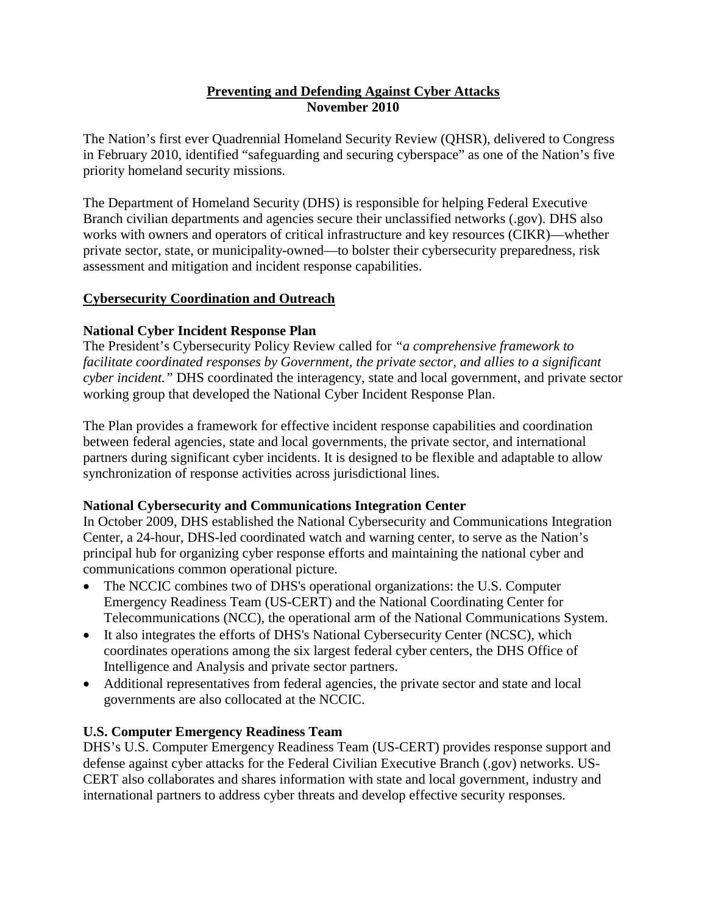# Preventing and Defending Against Cyber Attacks

**November 2010**

The Nation's first ever Quadrennial Homeland Security Review (QHSR), delivered to Congress in February 2010, identified "safeguarding and securing cyberspace" as one of the Nation's five priority homeland security missions.

The Department of Homeland Security (DHS) is responsible for helping Federal Executive Branch civilian departments and agencies secure their unclassified networks (.gov). DHS also works with owners and operators of critical infrastructure and key resources (CIKR)—whether private sector, state, or municipality-owned—to bolster their cybersecurity preparedness, risk assessment and mitigation and incident response capabilities.

## Cybersecurity Coordination and Outreach

### National Cyber Incident Response Plan

The President's Cybersecurity Policy Review called for *"a comprehensive framework to facilitate coordinated responses by Government, the private sector, and allies to a significant cyber incident."* DHS coordinated the interagency, state and local government, and private sector working group that developed the National Cyber Incident Response Plan.

The Plan provides a framework for effective incident response capabilities and coordination between federal agencies, state and local governments, the private sector, and international partners during significant cyber incidents. It is designed to be flexible and adaptable to allow synchronization of response activities across jurisdictional lines.

### National Cybersecurity and Communications Integration Center

In October 2009, DHS established the National Cybersecurity and Communications Integration Center, a 24-hour, DHS-led coordinated watch and warning center, to serve as the Nation's principal hub for organizing cyber response efforts and maintaining the national cyber and communications common operational picture.

- The NCCIC combines two of DHS's operational organizations: the U.S. Computer Emergency Readiness Team (US-CERT) and the National Coordinating Center for Telecommunications (NCC), the operational arm of the National Communications System.
- It also integrates the efforts of DHS's National Cybersecurity Center (NCSC), which coordinates operations among the six largest federal cyber centers, the DHS Office of Intelligence and Analysis and private sector partners.
- Additional representatives from federal agencies, the private sector and state and local governments are also collocated at the NCCIC.

### U.S. Computer Emergency Readiness Team

DHS's U.S. Computer Emergency Readiness Team (US-CERT) provides response support and defense against cyber attacks for the Federal Civilian Executive Branch (.gov) networks. US-CERT also collaborates and shares information with state and local government, industry and international partners to address cyber threats and develop effective security responses.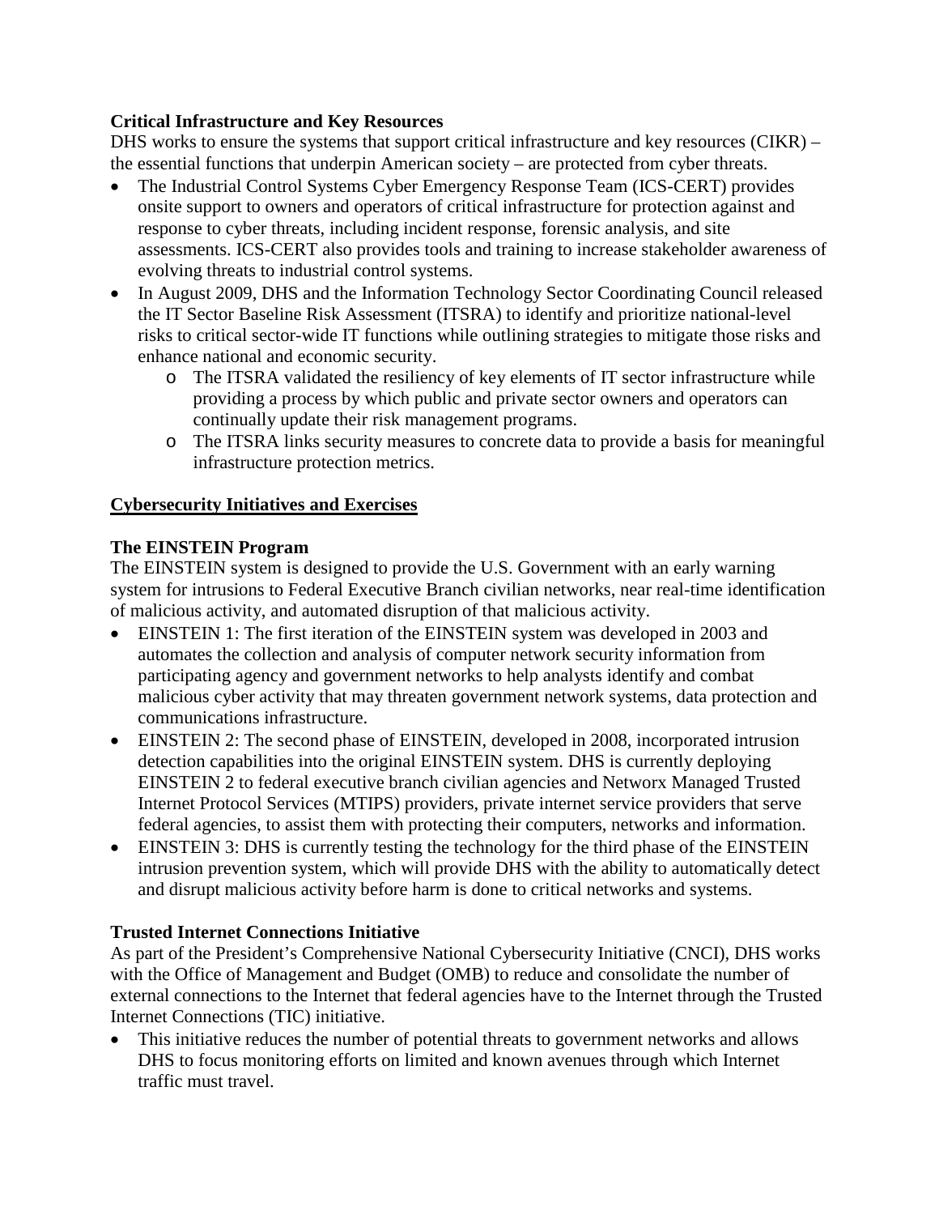**Critical Infrastructure and Key Resources**

DHS works to ensure the systems that support critical infrastructure and key resources (CIKR) – the essential functions that underpin American society – are protected from cyber threats.

- The Industrial Control Systems Cyber Emergency Response Team (ICS-CERT) provides onsite support to owners and operators of critical infrastructure for protection against and response to cyber threats, including incident response, forensic analysis, and site assessments. ICS-CERT also provides tools and training to increase stakeholder awareness of evolving threats to industrial control systems.
- In August 2009, DHS and the Information Technology Sector Coordinating Council released the IT Sector Baseline Risk Assessment (ITSRA) to identify and prioritize national-level risks to critical sector-wide IT functions while outlining strategies to mitigate those risks and enhance national and economic security.
  - The ITSRA validated the resiliency of key elements of IT sector infrastructure while providing a process by which public and private sector owners and operators can continually update their risk management programs.
  - The ITSRA links security measures to concrete data to provide a basis for meaningful infrastructure protection metrics.

**<u>Cybersecurity Initiatives and Exercises</u>**

**The EINSTEIN Program**

The EINSTEIN system is designed to provide the U.S. Government with an early warning system for intrusions to Federal Executive Branch civilian networks, near real-time identification of malicious activity, and automated disruption of that malicious activity.

- EINSTEIN 1: The first iteration of the EINSTEIN system was developed in 2003 and automates the collection and analysis of computer network security information from participating agency and government networks to help analysts identify and combat malicious cyber activity that may threaten government network systems, data protection and communications infrastructure.
- EINSTEIN 2: The second phase of EINSTEIN, developed in 2008, incorporated intrusion detection capabilities into the original EINSTEIN system. DHS is currently deploying EINSTEIN 2 to federal executive branch civilian agencies and Networx Managed Trusted Internet Protocol Services (MTIPS) providers, private internet service providers that serve federal agencies, to assist them with protecting their computers, networks and information.
- EINSTEIN 3: DHS is currently testing the technology for the third phase of the EINSTEIN intrusion prevention system, which will provide DHS with the ability to automatically detect and disrupt malicious activity before harm is done to critical networks and systems.

**Trusted Internet Connections Initiative**

As part of the President's Comprehensive National Cybersecurity Initiative (CNCI), DHS works with the Office of Management and Budget (OMB) to reduce and consolidate the number of external connections to the Internet that federal agencies have to the Internet through the Trusted Internet Connections (TIC) initiative.

- This initiative reduces the number of potential threats to government networks and allows DHS to focus monitoring efforts on limited and known avenues through which Internet traffic must travel.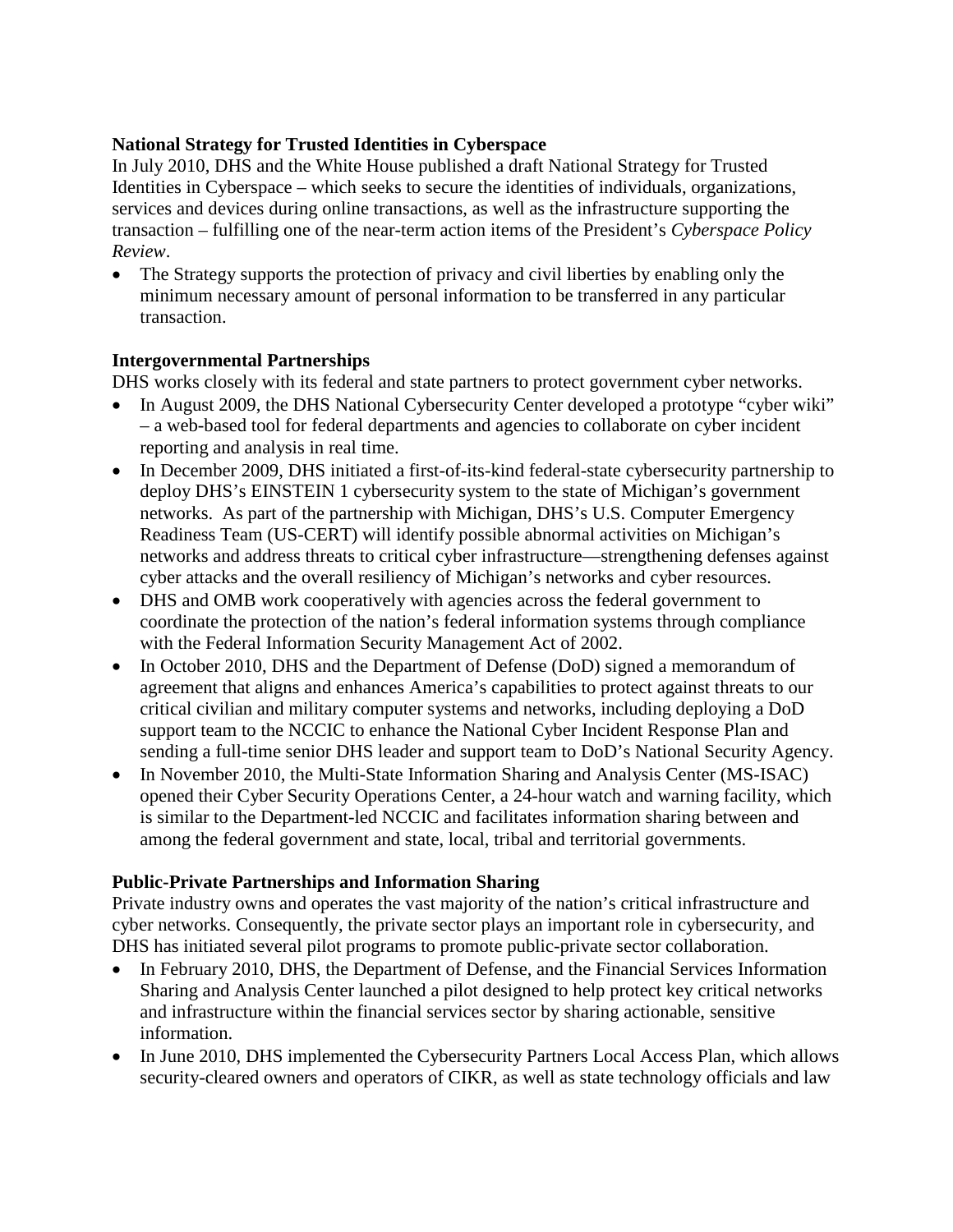**National Strategy for Trusted Identities in Cyberspace**

In July 2010, DHS and the White House published a draft National Strategy for Trusted Identities in Cyberspace – which seeks to secure the identities of individuals, organizations, services and devices during online transactions, as well as the infrastructure supporting the transaction – fulfilling one of the near-term action items of the President's *Cyberspace Policy Review*.

- The Strategy supports the protection of privacy and civil liberties by enabling only the minimum necessary amount of personal information to be transferred in any particular transaction.

**Intergovernmental Partnerships**

DHS works closely with its federal and state partners to protect government cyber networks.

- In August 2009, the DHS National Cybersecurity Center developed a prototype "cyber wiki" – a web-based tool for federal departments and agencies to collaborate on cyber incident reporting and analysis in real time.
- In December 2009, DHS initiated a first-of-its-kind federal-state cybersecurity partnership to deploy DHS's EINSTEIN 1 cybersecurity system to the state of Michigan's government networks. As part of the partnership with Michigan, DHS's U.S. Computer Emergency Readiness Team (US-CERT) will identify possible abnormal activities on Michigan's networks and address threats to critical cyber infrastructure—strengthening defenses against cyber attacks and the overall resiliency of Michigan's networks and cyber resources.
- DHS and OMB work cooperatively with agencies across the federal government to coordinate the protection of the nation's federal information systems through compliance with the Federal Information Security Management Act of 2002.
- In October 2010, DHS and the Department of Defense (DoD) signed a memorandum of agreement that aligns and enhances America's capabilities to protect against threats to our critical civilian and military computer systems and networks, including deploying a DoD support team to the NCCIC to enhance the National Cyber Incident Response Plan and sending a full-time senior DHS leader and support team to DoD's National Security Agency.
- In November 2010, the Multi-State Information Sharing and Analysis Center (MS-ISAC) opened their Cyber Security Operations Center, a 24-hour watch and warning facility, which is similar to the Department-led NCCIC and facilitates information sharing between and among the federal government and state, local, tribal and territorial governments.

**Public-Private Partnerships and Information Sharing**

Private industry owns and operates the vast majority of the nation's critical infrastructure and cyber networks. Consequently, the private sector plays an important role in cybersecurity, and DHS has initiated several pilot programs to promote public-private sector collaboration.

- In February 2010, DHS, the Department of Defense, and the Financial Services Information Sharing and Analysis Center launched a pilot designed to help protect key critical networks and infrastructure within the financial services sector by sharing actionable, sensitive information.
- In June 2010, DHS implemented the Cybersecurity Partners Local Access Plan, which allows security-cleared owners and operators of CIKR, as well as state technology officials and law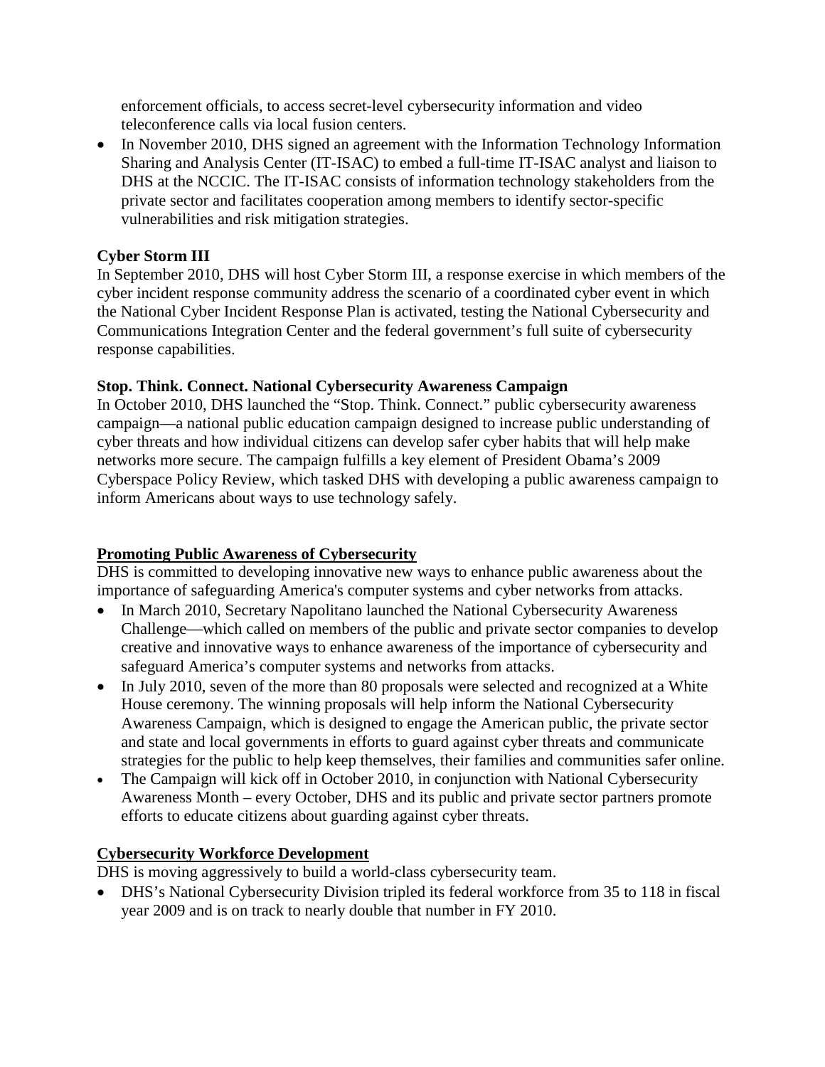enforcement officials, to access secret-level cybersecurity information and video teleconference calls via local fusion centers.

- In November 2010, DHS signed an agreement with the Information Technology Information Sharing and Analysis Center (IT-ISAC) to embed a full-time IT-ISAC analyst and liaison to DHS at the NCCIC. The IT-ISAC consists of information technology stakeholders from the private sector and facilitates cooperation among members to identify sector-specific vulnerabilities and risk mitigation strategies.

**Cyber Storm III**

In September 2010, DHS will host Cyber Storm III, a response exercise in which members of the cyber incident response community address the scenario of a coordinated cyber event in which the National Cyber Incident Response Plan is activated, testing the National Cybersecurity and Communications Integration Center and the federal government's full suite of cybersecurity response capabilities.

**Stop. Think. Connect. National Cybersecurity Awareness Campaign**

In October 2010, DHS launched the "Stop. Think. Connect." public cybersecurity awareness campaign—a national public education campaign designed to increase public understanding of cyber threats and how individual citizens can develop safer cyber habits that will help make networks more secure. The campaign fulfills a key element of President Obama's 2009 Cyberspace Policy Review, which tasked DHS with developing a public awareness campaign to inform Americans about ways to use technology safely.

## Promoting Public Awareness of Cybersecurity

DHS is committed to developing innovative new ways to enhance public awareness about the importance of safeguarding America's computer systems and cyber networks from attacks.

- In March 2010, Secretary Napolitano launched the National Cybersecurity Awareness Challenge—which called on members of the public and private sector companies to develop creative and innovative ways to enhance awareness of the importance of cybersecurity and safeguard America's computer systems and networks from attacks.
- In July 2010, seven of the more than 80 proposals were selected and recognized at a White House ceremony. The winning proposals will help inform the National Cybersecurity Awareness Campaign, which is designed to engage the American public, the private sector and state and local governments in efforts to guard against cyber threats and communicate strategies for the public to help keep themselves, their families and communities safer online.
- The Campaign will kick off in October 2010, in conjunction with National Cybersecurity Awareness Month – every October, DHS and its public and private sector partners promote efforts to educate citizens about guarding against cyber threats.

## Cybersecurity Workforce Development

DHS is moving aggressively to build a world-class cybersecurity team.

- DHS's National Cybersecurity Division tripled its federal workforce from 35 to 118 in fiscal year 2009 and is on track to nearly double that number in FY 2010.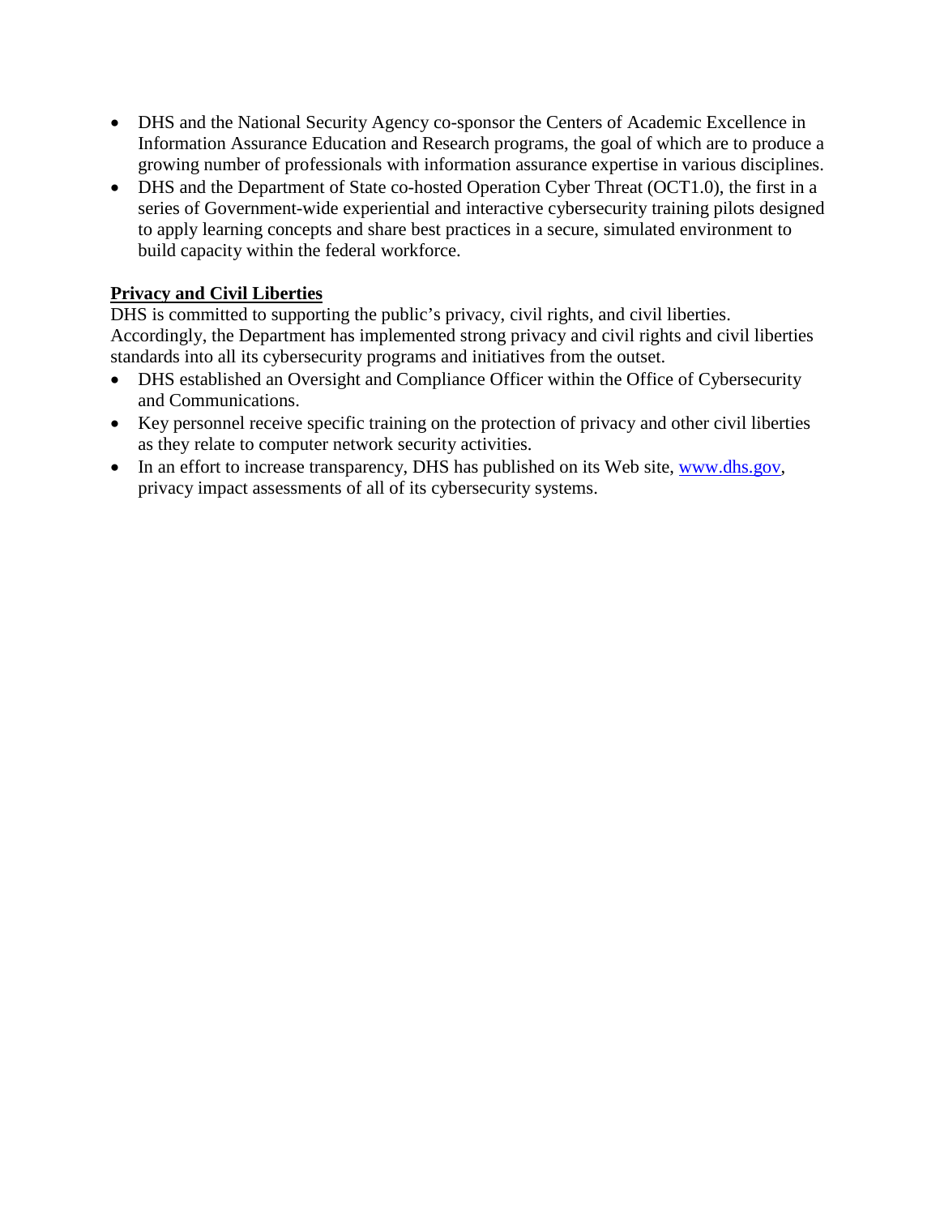- DHS and the National Security Agency co-sponsor the Centers of Academic Excellence in Information Assurance Education and Research programs, the goal of which are to produce a growing number of professionals with information assurance expertise in various disciplines.
- DHS and the Department of State co-hosted Operation Cyber Threat (OCT1.0), the first in a series of Government-wide experiential and interactive cybersecurity training pilots designed to apply learning concepts and share best practices in a secure, simulated environment to build capacity within the federal workforce.

**Privacy and Civil Liberties**

DHS is committed to supporting the public's privacy, civil rights, and civil liberties. Accordingly, the Department has implemented strong privacy and civil rights and civil liberties standards into all its cybersecurity programs and initiatives from the outset.

- DHS established an Oversight and Compliance Officer within the Office of Cybersecurity and Communications.
- Key personnel receive specific training on the protection of privacy and other civil liberties as they relate to computer network security activities.
- In an effort to increase transparency, DHS has published on its Web site, [www.dhs.gov](http://www.dhs.gov), privacy impact assessments of all of its cybersecurity systems.